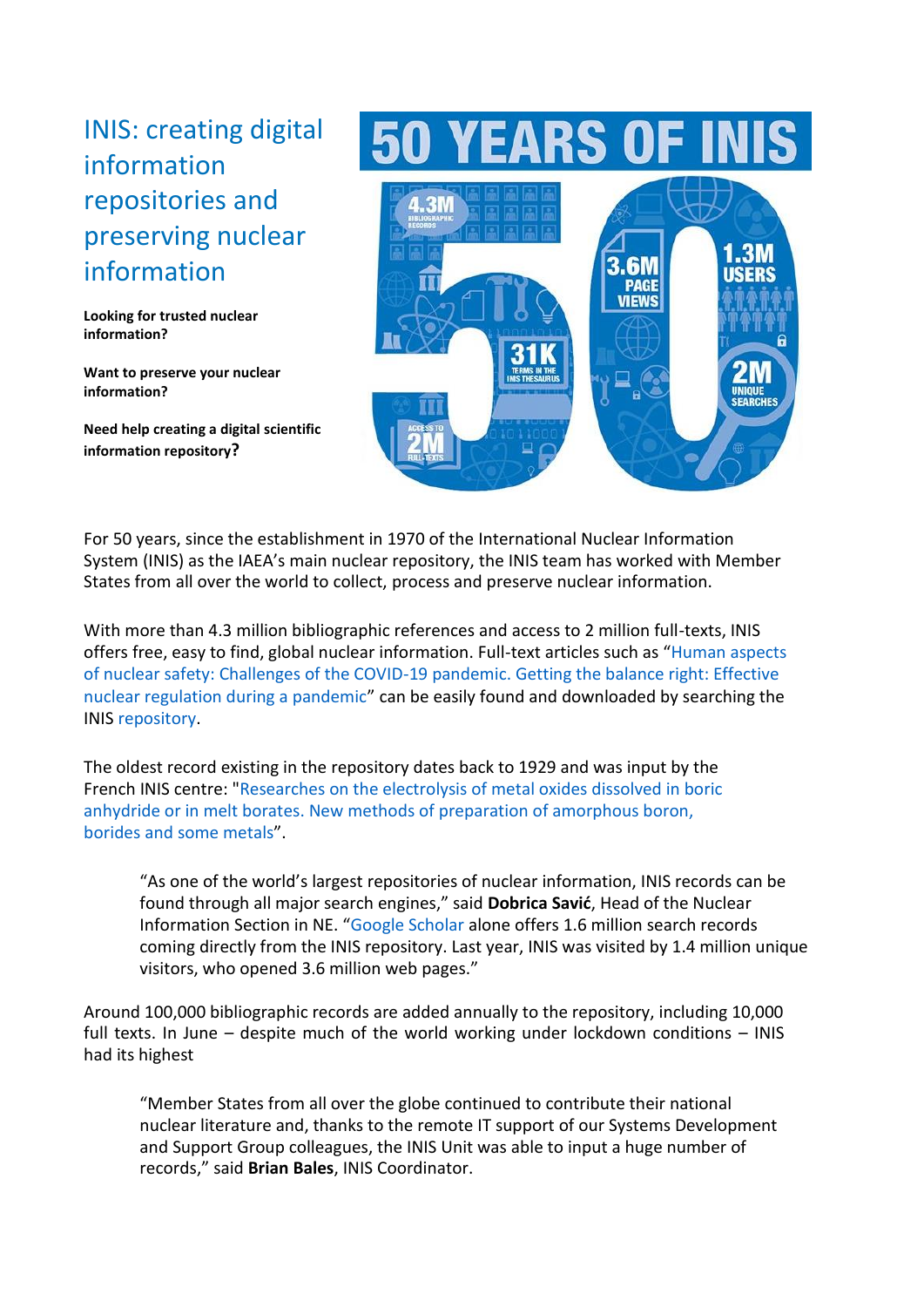# INIS: creating digital information repositories and preserving nuclear information

**Looking for trusted nuclear information?**

**Want to preserve your nuclear information?**

**Need help creating a digital scientific information repository?**

For 50 years, since the establishment in 1970 of the International Nuclear Information System (INIS) as the IAEA's main nuclear repository, the INIS team has worked with Member States from all over the world to collect, process and preserve nuclear information.

With more than 4.3 million bibliographic references and access to 2 million full-texts, INIS offers free, easy to find, global nuclear information. Full-text articles such as "Human aspects of nuclear safety: Challenges of the COVID-19 pandemic. Getting the balance right: Effective nuclear regulation during a pandemic" can be easily found and downloaded by searching the INIS repository.

The oldest record existing in the repository dates back to 1929 and was input by the French INIS centre: "Researches on the electrolysis of metal oxides dissolved in boric anhydride or in melt borates. New methods of preparation of amorphous boron, borides and some metals".

> "As one of the world's largest repositories of nuclear information, INIS records can be found through all major search engines," said **Dobrica Savić**, Head of the Nuclear Information Section in NE. "Google Scholar alone offers 1.6 million search records coming directly from the INIS repository. Last year, INIS was visited by 1.4 million unique visitors, who opened 3.6 million web pages."

Around 100,000 bibliographic records are added annually to the repository, including 10,000 full texts. In June – despite much of the world working under lockdown conditions – INIS had its highest

> "Member States from all over the globe continued to contribute their national nuclear literature and, thanks to the remote IT support of our Systems Development and Support Group colleagues, the INIS Unit was able to input a huge number of records," said **Brian Bales**, INIS Coordinator.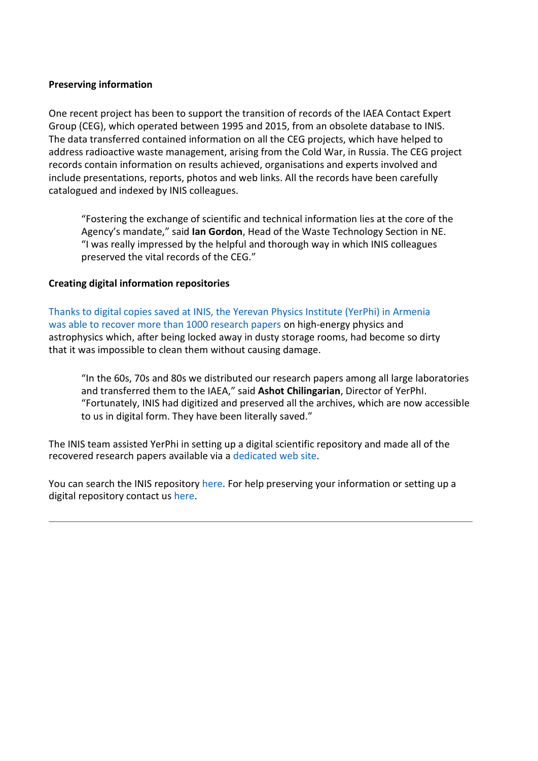**Preserving information**

One recent project has been to support the transition of records of the IAEA Contact Expert Group (CEG), which operated between 1995 and 2015, from an obsolete database to INIS. The data transferred contained information on all the CEG projects, which have helped to address radioactive waste management, arising from the Cold War, in Russia. The CEG project records contain information on results achieved, organisations and experts involved and include presentations, reports, photos and web links. All the records have been carefully catalogued and indexed by INIS colleagues.

> "Fostering the exchange of scientific and technical information lies at the core of the Agency's mandate," said **Ian Gordon**, Head of the Waste Technology Section in NE. "I was really impressed by the helpful and thorough way in which INIS colleagues preserved the vital records of the CEG."

**Creating digital information repositories**

Thanks to digital copies saved at INIS, the Yerevan Physics Institute (YerPhi) in Armenia was able to recover more than 1000 research papers on high-energy physics and astrophysics which, after being locked away in dusty storage rooms, had become so dirty that it was impossible to clean them without causing damage.

> "In the 60s, 70s and 80s we distributed our research papers among all large laboratories and transferred them to the IAEA," said **Ashot Chilingarian**, Director of YerPhI. "Fortunately, INIS had digitized and preserved all the archives, which are now accessible to us in digital form. They have been literally saved."

The INIS team assisted YerPhi in setting up a digital scientific repository and made all of the recovered research papers available via a dedicated web site.

You can search the INIS repository here. For help preserving your information or setting up a digital repository contact us here.

---